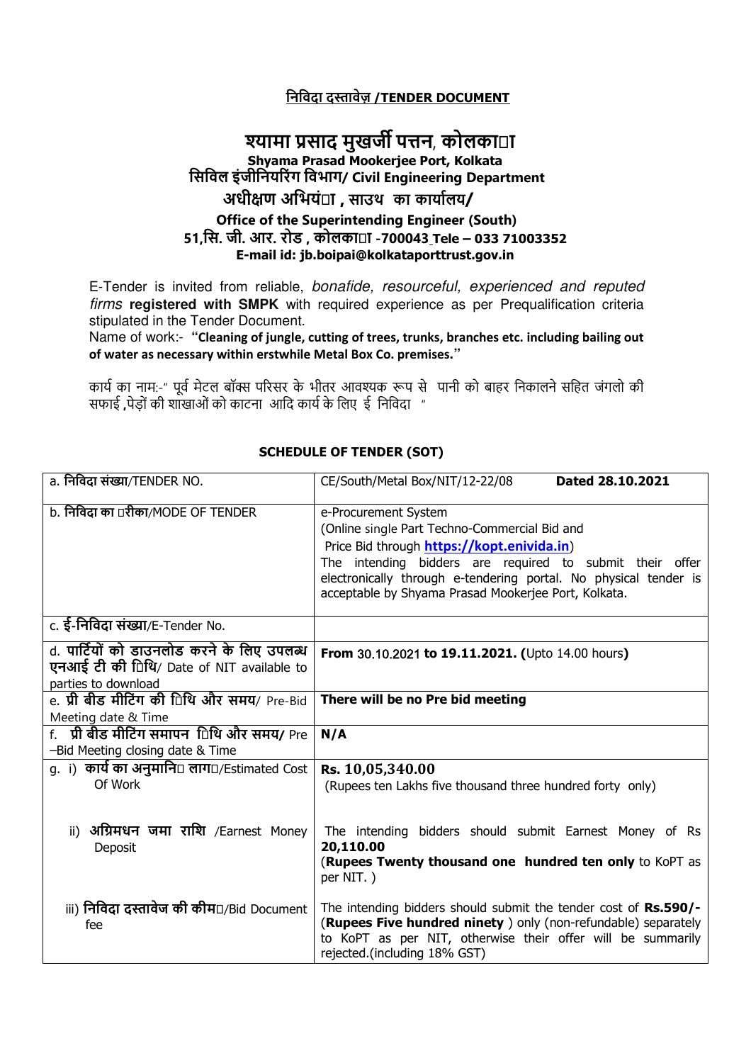**निविदा दस्तावेज़ /TENDER DOCUMENT**

# श्यामा प्रसाद मुखर्जी पत्तन, कोलका�ा

**Shyama Prasad Mookerjee Port, Kolkata**

**सिविल इंजीनियरिंग विभाग/ Civil Engineering Department**

**अधीक्षण अभियं�ा , साउथ का कार्यालय/**

**Office of the Superintending Engineer (South)**

**51,सि. जी. आर. रोड , कोलका�ा -700043 Tele – 033 71003352**

**E-mail id: jb.boipai@kolkataporttrust.gov.in**

E-Tender is invited from reliable, *bonafide, resourceful, experienced and reputed firms* **registered with SMPK** with required experience as per Prequalification criteria stipulated in the Tender Document.

Name of work:- **"Cleaning of jungle, cutting of trees, trunks, branches etc. including bailing out of water as necessary within erstwhile Metal Box Co. premises."**

कार्य का नाम:-" पूर्व मेटल बॉक्स परिसर के भीतर आवश्यक रूप से पानी को बाहर निकालने सहित जंगलो की सफाई ,पेड़ों की शाखाओं को काटना आदि कार्य के लिए ई निविदा "

## SCHEDULE OF TENDER (SOT)

| | |
|---|---|
| a. **निविदा संख्या**/TENDER NO. | CE/South/Metal Box/NIT/12-22/08 **Dated 28.10.2021** |
| b. **निविदा का �रीका**/MODE OF TENDER | e-Procurement System (Online single Part Techno-Commercial Bid and Price Bid through **https://kopt.enivida.in**) The intending bidders are required to submit their offer electronically through e-tendering portal. No physical tender is acceptable by Shyama Prasad Mookerjee Port, Kolkata. |
| c. **ई-निविदा संख्या**/E-Tender No. | |
| d. **पार्टियों को डाउनलोड करने के लिए उपलब्ध एनआई टी की �िथि**/ Date of NIT available to parties to download | **From** 30.10.2021 **to 19.11.2021. (**Upto 14.00 hours**)** |
| e. **प्री बीड मीटिंग की �िथि और समय**/ Pre-Bid Meeting date & Time | **There will be no Pre bid meeting** |
| f. **प्री बीड मीटिंग समापन �िथि और समय/** Pre –Bid Meeting closing date & Time | **N/A** |
| g. i) **कार्य का अनुमानि� लाग�**/Estimated Cost Of Work | **Rs. 10,05,340.00** (Rupees ten Lakhs five thousand three hundred forty only) |
| ii) **अग्रिमधन जमा राशि** /Earnest Money Deposit | The intending bidders should submit Earnest Money of Rs **20,110.00** (**Rupees Twenty thousand one hundred ten only** to KoPT as per NIT. ) |
| iii) **निविदा दस्तावेज की कीम�**/Bid Document fee | The intending bidders should submit the tender cost of **Rs.590/-** (**Rupees Five hundred ninety** ) only (non-refundable) separately to KoPT as per NIT, otherwise their offer will be summarily rejected.(including 18% GST) |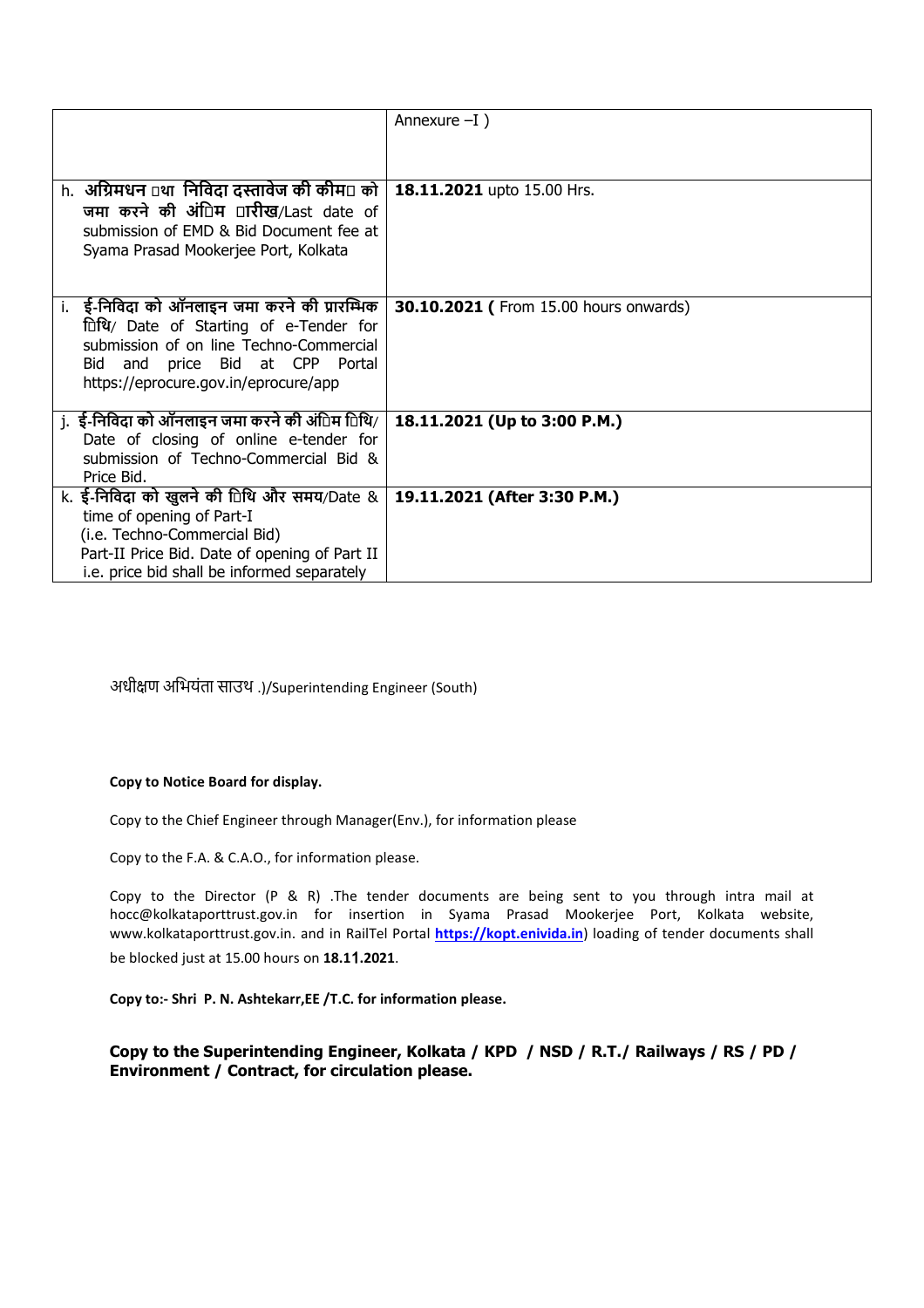| | |
|---|---|
| | Annexure –I ) |
| h. **अग्रिमधन तथा निविदा दस्तावेज की कीमत को जमा करने की अंतिम तारीख**/Last date of submission of EMD & Bid Document fee at Syama Prasad Mookerjee Port, Kolkata | **18.11.2021** upto 15.00 Hrs. |
| i. **ई-निविदा को ऑनलाइन जमा करने की प्रारम्भिक तिथि**/ Date of Starting of e-Tender for submission of on line Techno-Commercial Bid and price Bid at CPP Portal https://eprocure.gov.in/eprocure/app | **30.10.2021 (** From 15.00 hours onwards) |
| j. **ई-निविदा को ऑनलाइन जमा करने की अंतिम तिथि**/ Date of closing of online e-tender for submission of Techno-Commercial Bid & Price Bid. | **18.11.2021 (Up to 3:00 P.M.)** |
| k. **ई-निविदा को खुलने की तिथि और समय**/Date & time of opening of Part-I (i.e. Techno-Commercial Bid) Part-II Price Bid. Date of opening of Part II i.e. price bid shall be informed separately | **19.11.2021 (After 3:30 P.M.)** |

अधीक्षण अभियंता साउथ .)/Superintending Engineer (South)

**Copy to Notice Board for display.**

Copy to the Chief Engineer through Manager(Env.), for information please

Copy to the F.A. & C.A.O., for information please.

Copy to the Director (P & R) .The tender documents are being sent to you through intra mail at hocc@kolkataporttrust.gov.in for insertion in Syama Prasad Mookerjee Port, Kolkata website, www.kolkataporttrust.gov.in. and in RailTel Portal **https://kopt.enivida.in**) loading of tender documents shall be blocked just at 15.00 hours on **18.11.2021**.

**Copy to:- Shri P. N. Ashtekarr,EE /T.C. for information please.**

**Copy to the Superintending Engineer, Kolkata / KPD / NSD / R.T./ Railways / RS / PD / Environment / Contract, for circulation please.**